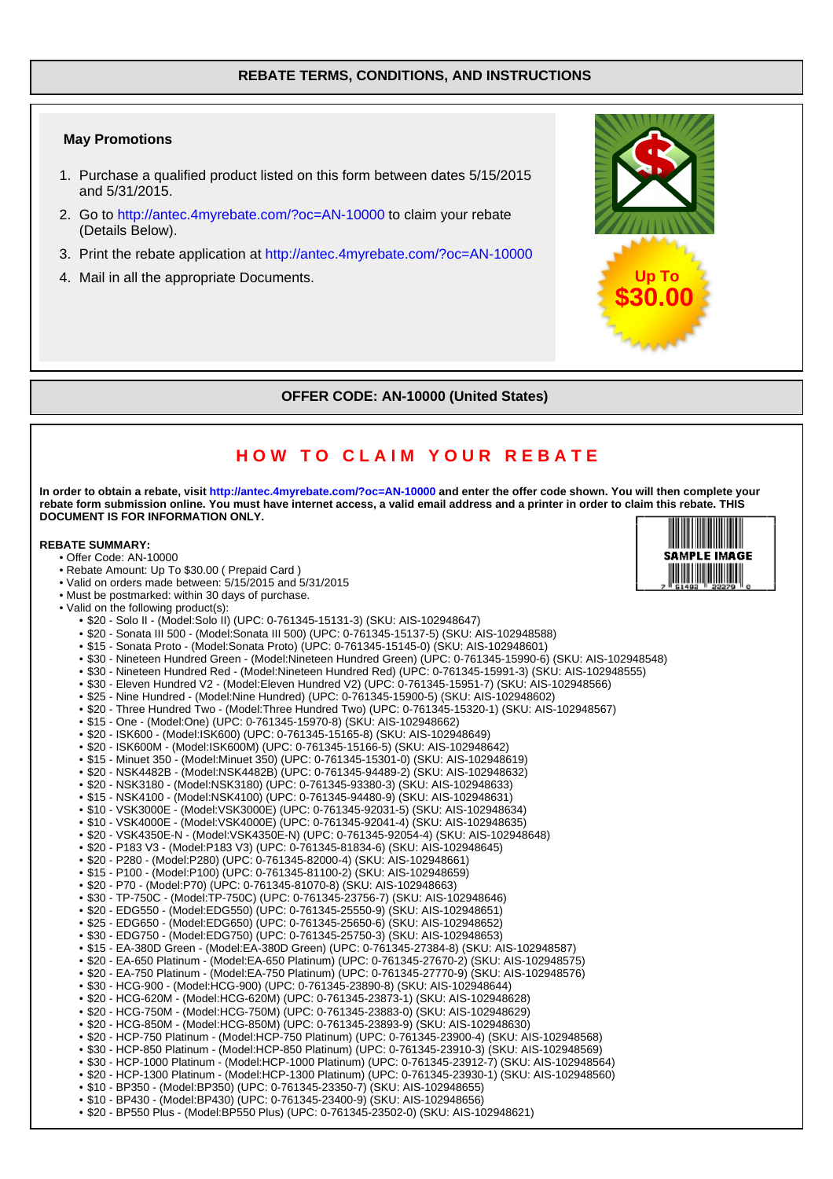## REBATE TERMS, CONDITIONS, AND INSTRUCTIONS

### May Promotions

1. Purchase a qualified product listed on this form between dates 5/15/2015 and 5/31/2015.
2. Go to http://antec.4myrebate.com/?oc=AN-10000 to claim your rebate (Details Below).
3. Print the rebate application at http://antec.4myrebate.com/?oc=AN-10000
4. Mail in all the appropriate Documents.

Up To **$30.00**

## OFFER CODE: AN-10000 (United States)

## HOW TO CLAIM YOUR REBATE

**In order to obtain a rebate, visit http://antec.4myrebate.com/?oc=AN-10000 and enter the offer code shown. You will then complete your rebate form submission online. You must have internet access, a valid email address and a printer in order to claim this rebate. THIS DOCUMENT IS FOR INFORMATION ONLY.**

SAMPLE IMAGE

**REBATE SUMMARY:**

- Offer Code: AN-10000
- Rebate Amount: Up To $30.00 ( Prepaid Card )
- Valid on orders made between: 5/15/2015 and 5/31/2015
- Must be postmarked: within 30 days of purchase.
- Valid on the following product(s):
  - $20 - Solo II - (Model:Solo II) (UPC: 0-761345-15131-3) (SKU: AIS-102948647)
  - $20 - Sonata III 500 - (Model:Sonata III 500) (UPC: 0-761345-15137-5) (SKU: AIS-102948588)
  - $15 - Sonata Proto - (Model:Sonata Proto) (UPC: 0-761345-15145-0) (SKU: AIS-102948601)
  - $30 - Nineteen Hundred Green - (Model:Nineteen Hundred Green) (UPC: 0-761345-15990-6) (SKU: AIS-102948548)
  - $30 - Nineteen Hundred Red - (Model:Nineteen Hundred Red) (UPC: 0-761345-15991-3) (SKU: AIS-102948555)
  - $30 - Eleven Hundred V2 - (Model:Eleven Hundred V2) (UPC: 0-761345-15951-7) (SKU: AIS-102948566)
  - $25 - Nine Hundred - (Model:Nine Hundred) (UPC: 0-761345-15900-5) (SKU: AIS-102948602)
  - $20 - Three Hundred Two - (Model:Three Hundred Two) (UPC: 0-761345-15320-1) (SKU: AIS-102948567)
  - $15 - One - (Model:One) (UPC: 0-761345-15970-8) (SKU: AIS-102948662)
  - $20 - ISK600 - (Model:ISK600) (UPC: 0-761345-15165-8) (SKU: AIS-102948649)
  - $20 - ISK600M - (Model:ISK600M) (UPC: 0-761345-15166-5) (SKU: AIS-102948642)
  - $15 - Minuet 350 - (Model:Minuet 350) (UPC: 0-761345-15301-0) (SKU: AIS-102948619)
  - $20 - NSK4482B - (Model:NSK4482B) (UPC: 0-761345-94489-2) (SKU: AIS-102948632)
  - $20 - NSK3180 - (Model:NSK3180) (UPC: 0-761345-93380-3) (SKU: AIS-102948633)
  - $15 - NSK4100 - (Model:NSK4100) (UPC: 0-761345-94480-9) (SKU: AIS-102948631)
  - $10 - VSK3000E - (Model:VSK3000E) (UPC: 0-761345-92031-5) (SKU: AIS-102948634)
  - $10 - VSK4000E - (Model:VSK4000E) (UPC: 0-761345-92041-4) (SKU: AIS-102948635)
  - $20 - VSK4350E-N - (Model:VSK4350E-N) (UPC: 0-761345-92054-4) (SKU: AIS-102948648)
  - $20 - P183 V3 - (Model:P183 V3) (UPC: 0-761345-81834-6) (SKU: AIS-102948645)
  - $20 - P280 - (Model:P280) (UPC: 0-761345-82000-4) (SKU: AIS-102948661)
  - $15 - P100 - (Model:P100) (UPC: 0-761345-81100-2) (SKU: AIS-102948659)
  - $20 - P70 - (Model:P70) (UPC: 0-761345-81070-8) (SKU: AIS-102948663)
  - $30 - TP-750C - (Model:TP-750C) (UPC: 0-761345-23756-7) (SKU: AIS-102948646)
  - $20 - EDG550 - (Model:EDG550) (UPC: 0-761345-25550-9) (SKU: AIS-102948651)
  - $25 - EDG650 - (Model:EDG650) (UPC: 0-761345-25650-6) (SKU: AIS-102948652)
  - $30 - EDG750 - (Model:EDG750) (UPC: 0-761345-25750-3) (SKU: AIS-102948653)
  - $15 - EA-380D Green - (Model:EA-380D Green) (UPC: 0-761345-27384-8) (SKU: AIS-102948587)
  - $20 - EA-650 Platinum - (Model:EA-650 Platinum) (UPC: 0-761345-27670-2) (SKU: AIS-102948575)
  - $20 - EA-750 Platinum - (Model:EA-750 Platinum) (UPC: 0-761345-27770-9) (SKU: AIS-102948576)
  - $30 - HCG-900 - (Model:HCG-900) (UPC: 0-761345-23890-8) (SKU: AIS-102948644)
  - $20 - HCG-620M - (Model:HCG-620M) (UPC: 0-761345-23873-1) (SKU: AIS-102948628)
  - $20 - HCG-750M - (Model:HCG-750M) (UPC: 0-761345-23883-0) (SKU: AIS-102948629)
  - $20 - HCG-850M - (Model:HCG-850M) (UPC: 0-761345-23893-9) (SKU: AIS-102948630)
  - $20 - HCP-750 Platinum - (Model:HCP-750 Platinum) (UPC: 0-761345-23900-4) (SKU: AIS-102948568)
  - $30 - HCP-850 Platinum - (Model:HCP-850 Platinum) (UPC: 0-761345-23910-3) (SKU: AIS-102948569)
  - $30 - HCP-1000 Platinum - (Model:HCP-1000 Platinum) (UPC: 0-761345-23912-7) (SKU: AIS-102948564)
  - $20 - HCP-1300 Platinum - (Model:HCP-1300 Platinum) (UPC: 0-761345-23930-1) (SKU: AIS-102948560)
  - $10 - BP350 - (Model:BP350) (UPC: 0-761345-23350-7) (SKU: AIS-102948655)
  - $10 - BP430 - (Model:BP430) (UPC: 0-761345-23400-9) (SKU: AIS-102948656)
  - $20 - BP550 Plus - (Model:BP550 Plus) (UPC: 0-761345-23502-0) (SKU: AIS-102948621)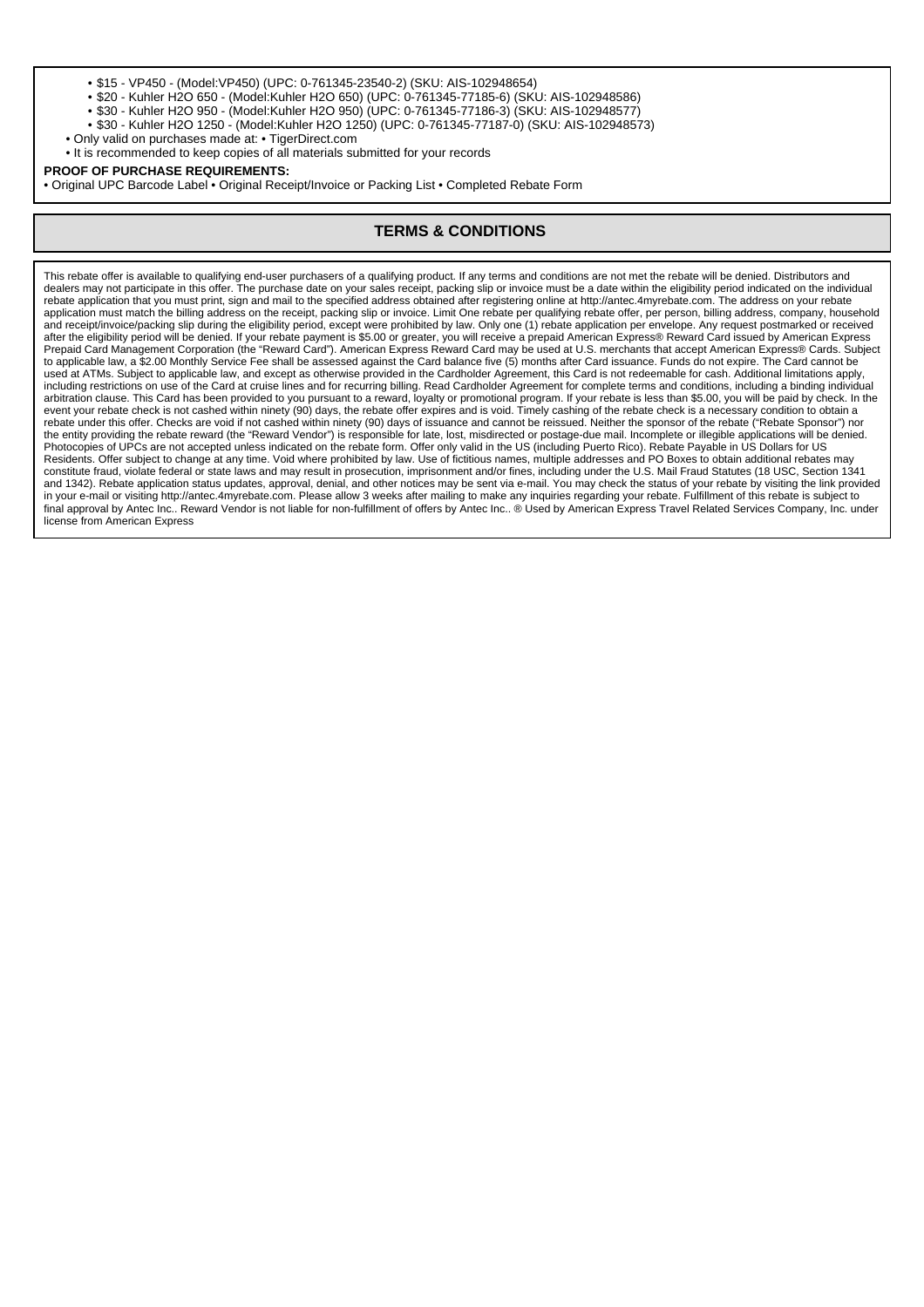- $15 - VP450 - (Model:VP450) (UPC: 0-761345-23540-2) (SKU: AIS-102948654)
- $20 - Kuhler H2O 650 - (Model:Kuhler H2O 650) (UPC: 0-761345-77185-6) (SKU: AIS-102948586)
- $30 - Kuhler H2O 950 - (Model:Kuhler H2O 950) (UPC: 0-761345-77186-3) (SKU: AIS-102948577)
- $30 - Kuhler H2O 1250 - (Model:Kuhler H2O 1250) (UPC: 0-761345-77187-0) (SKU: AIS-102948573)

- Only valid on purchases made at: • TigerDirect.com
- It is recommended to keep copies of all materials submitted for your records

**PROOF OF PURCHASE REQUIREMENTS:**

• Original UPC Barcode Label • Original Receipt/Invoice or Packing List • Completed Rebate Form

## TERMS & CONDITIONS

This rebate offer is available to qualifying end-user purchasers of a qualifying product. If any terms and conditions are not met the rebate will be denied. Distributors and dealers may not participate in this offer. The purchase date on your sales receipt, packing slip or invoice must be a date within the eligibility period indicated on the individual rebate application that you must print, sign and mail to the specified address obtained after registering online at http://antec.4myrebate.com. The address on your rebate application must match the billing address on the receipt, packing slip or invoice. Limit One rebate per qualifying rebate offer, per person, billing address, company, household and receipt/invoice/packing slip during the eligibility period, except were prohibited by law. Only one (1) rebate application per envelope. Any request postmarked or received after the eligibility period will be denied. If your rebate payment is $5.00 or greater, you will receive a prepaid American Express® Reward Card issued by American Express Prepaid Card Management Corporation (the "Reward Card"). American Express Reward Card may be used at U.S. merchants that accept American Express® Cards. Subject to applicable law, a $2.00 Monthly Service Fee shall be assessed against the Card balance five (5) months after Card issuance. Funds do not expire. The Card cannot be used at ATMs. Subject to applicable law, and except as otherwise provided in the Cardholder Agreement, this Card is not redeemable for cash. Additional limitations apply, including restrictions on use of the Card at cruise lines and for recurring billing. Read Cardholder Agreement for complete terms and conditions, including a binding individual arbitration clause. This Card has been provided to you pursuant to a reward, loyalty or promotional program. If your rebate is less than $5.00, you will be paid by check. In the event your rebate check is not cashed within ninety (90) days, the rebate offer expires and is void. Timely cashing of the rebate check is a necessary condition to obtain a rebate under this offer. Checks are void if not cashed within ninety (90) days of issuance and cannot be reissued. Neither the sponsor of the rebate ("Rebate Sponsor") nor the entity providing the rebate reward (the "Reward Vendor") is responsible for late, lost, misdirected or postage-due mail. Incomplete or illegible applications will be denied. Photocopies of UPCs are not accepted unless indicated on the rebate form. Offer only valid in the US (including Puerto Rico). Rebate Payable in US Dollars for US Residents. Offer subject to change at any time. Void where prohibited by law. Use of fictitious names, multiple addresses and PO Boxes to obtain additional rebates may constitute fraud, violate federal or state laws and may result in prosecution, imprisonment and/or fines, including under the U.S. Mail Fraud Statutes (18 USC, Section 1341 and 1342). Rebate application status updates, approval, denial, and other notices may be sent via e-mail. You may check the status of your rebate by visiting the link provided in your e-mail or visiting http://antec.4myrebate.com. Please allow 3 weeks after mailing to make any inquiries regarding your rebate. Fulfillment of this rebate is subject to final approval by Antec Inc.. Reward Vendor is not liable for non-fulfillment of offers by Antec Inc.. ® Used by American Express Travel Related Services Company, Inc. under license from American Express